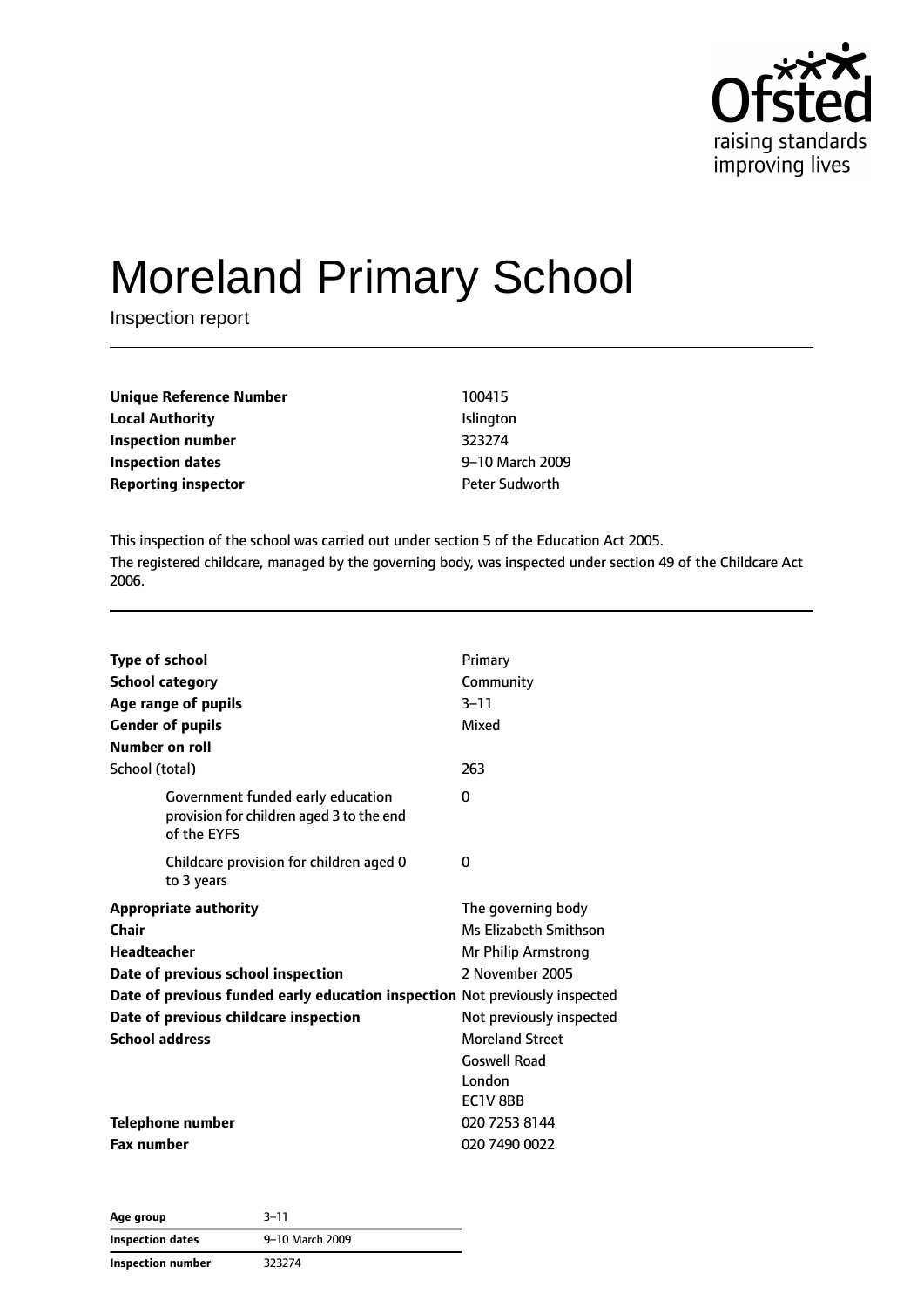Ofsted
raising standards
improving lives

# Moreland Primary School

Inspection report

| | |
|---|---|
| **Unique Reference Number** | 100415 |
| **Local Authority** | Islington |
| **Inspection number** | 323274 |
| **Inspection dates** | 9–10 March 2009 |
| **Reporting inspector** | Peter Sudworth |

This inspection of the school was carried out under section 5 of the Education Act 2005.

The registered childcare, managed by the governing body, was inspected under section 49 of the Childcare Act 2006.

| | |
|---|---|
| **Type of school** | Primary |
| **School category** | Community |
| **Age range of pupils** | 3–11 |
| **Gender of pupils** | Mixed |
| **Number on roll** | |
| School (total) | 263 |
| Government funded early education provision for children aged 3 to the end of the EYFS | 0 |
| Childcare provision for children aged 0 to 3 years | 0 |
| **Appropriate authority** | The governing body |
| **Chair** | Ms Elizabeth Smithson |
| **Headteacher** | Mr Philip Armstrong |
| **Date of previous school inspection** | 2 November 2005 |
| **Date of previous funded early education inspection** | Not previously inspected |
| **Date of previous childcare inspection** | Not previously inspected |
| **School address** | Moreland Street<br>Goswell Road<br>London<br>EC1V 8BB |
| **Telephone number** | 020 7253 8144 |
| **Fax number** | 020 7490 0022 |

| | |
|---|---|
| **Age group** | 3–11 |
| **Inspection dates** | 9–10 March 2009 |
| **Inspection number** | 323274 |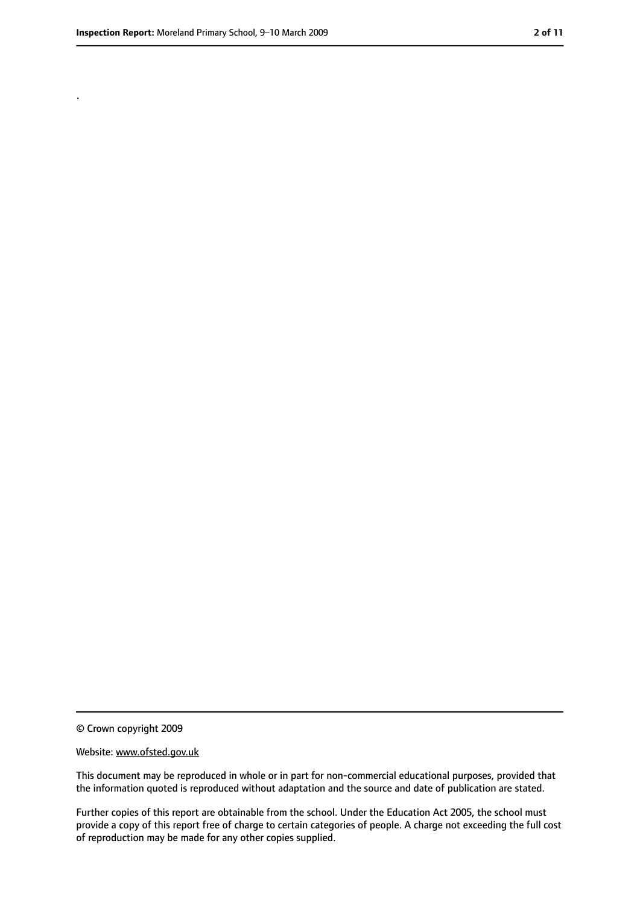.

© Crown copyright 2009

Website: www.ofsted.gov.uk

This document may be reproduced in whole or in part for non-commercial educational purposes, provided that the information quoted is reproduced without adaptation and the source and date of publication are stated.

Further copies of this report are obtainable from the school. Under the Education Act 2005, the school must provide a copy of this report free of charge to certain categories of people. A charge not exceeding the full cost of reproduction may be made for any other copies supplied.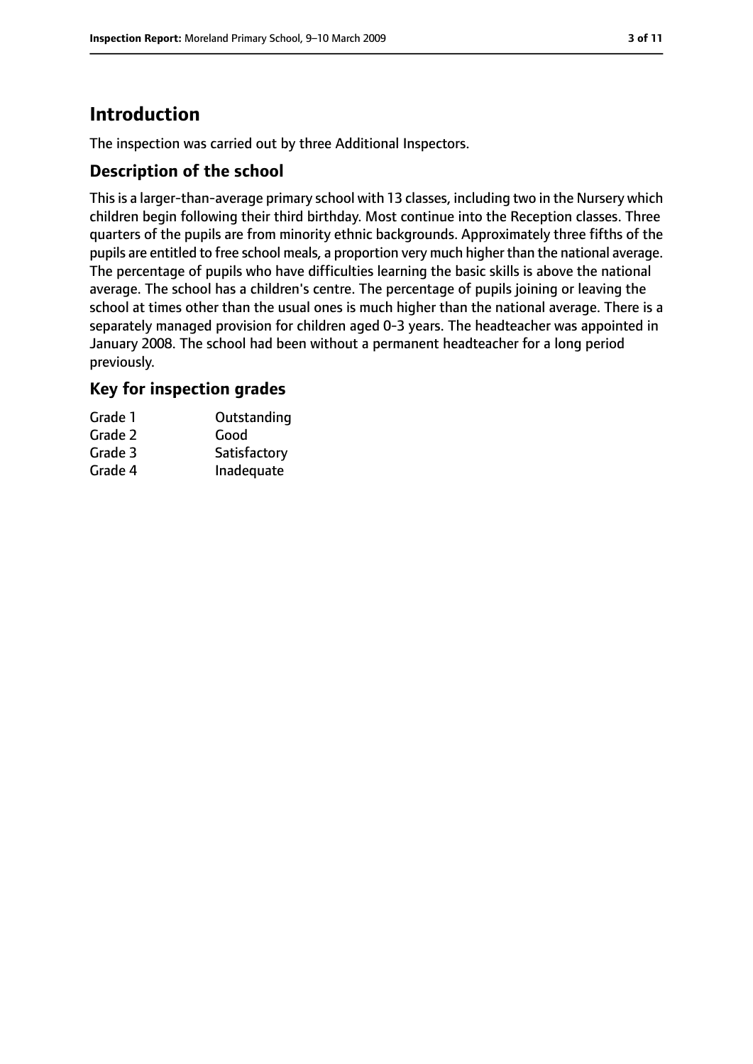# Introduction

The inspection was carried out by three Additional Inspectors.

## Description of the school

This is a larger-than-average primary school with 13 classes, including two in the Nursery which children begin following their third birthday. Most continue into the Reception classes. Three quarters of the pupils are from minority ethnic backgrounds. Approximately three fifths of the pupils are entitled to free school meals, a proportion very much higher than the national average. The percentage of pupils who have difficulties learning the basic skills is above the national average. The school has a children's centre. The percentage of pupils joining or leaving the school at times other than the usual ones is much higher than the national average. There is a separately managed provision for children aged 0-3 years. The headteacher was appointed in January 2008. The school had been without a permanent headteacher for a long period previously.

## Key for inspection grades

| | |
|---|---|
| Grade 1 | Outstanding |
| Grade 2 | Good |
| Grade 3 | Satisfactory |
| Grade 4 | Inadequate |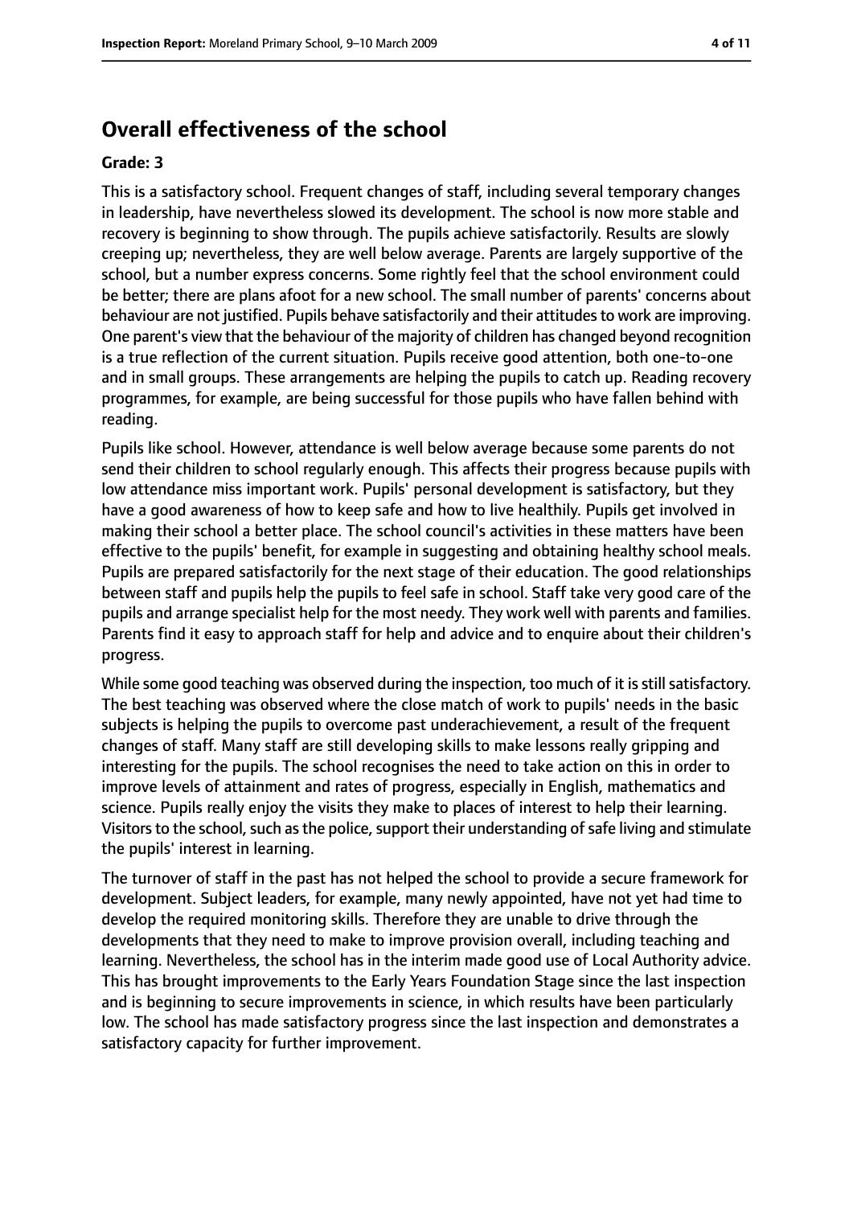## Overall effectiveness of the school

**Grade: 3**

This is a satisfactory school. Frequent changes of staff, including several temporary changes in leadership, have nevertheless slowed its development. The school is now more stable and recovery is beginning to show through. The pupils achieve satisfactorily. Results are slowly creeping up; nevertheless, they are well below average. Parents are largely supportive of the school, but a number express concerns. Some rightly feel that the school environment could be better; there are plans afoot for a new school. The small number of parents' concerns about behaviour are not justified. Pupils behave satisfactorily and their attitudes to work are improving. One parent's view that the behaviour of the majority of children has changed beyond recognition is a true reflection of the current situation. Pupils receive good attention, both one-to-one and in small groups. These arrangements are helping the pupils to catch up. Reading recovery programmes, for example, are being successful for those pupils who have fallen behind with reading.

Pupils like school. However, attendance is well below average because some parents do not send their children to school regularly enough. This affects their progress because pupils with low attendance miss important work. Pupils' personal development is satisfactory, but they have a good awareness of how to keep safe and how to live healthily. Pupils get involved in making their school a better place. The school council's activities in these matters have been effective to the pupils' benefit, for example in suggesting and obtaining healthy school meals. Pupils are prepared satisfactorily for the next stage of their education. The good relationships between staff and pupils help the pupils to feel safe in school. Staff take very good care of the pupils and arrange specialist help for the most needy. They work well with parents and families. Parents find it easy to approach staff for help and advice and to enquire about their children's progress.

While some good teaching was observed during the inspection, too much of it is still satisfactory. The best teaching was observed where the close match of work to pupils' needs in the basic subjects is helping the pupils to overcome past underachievement, a result of the frequent changes of staff. Many staff are still developing skills to make lessons really gripping and interesting for the pupils. The school recognises the need to take action on this in order to improve levels of attainment and rates of progress, especially in English, mathematics and science. Pupils really enjoy the visits they make to places of interest to help their learning. Visitors to the school, such as the police, support their understanding of safe living and stimulate the pupils' interest in learning.

The turnover of staff in the past has not helped the school to provide a secure framework for development. Subject leaders, for example, many newly appointed, have not yet had time to develop the required monitoring skills. Therefore they are unable to drive through the developments that they need to make to improve provision overall, including teaching and learning. Nevertheless, the school has in the interim made good use of Local Authority advice. This has brought improvements to the Early Years Foundation Stage since the last inspection and is beginning to secure improvements in science, in which results have been particularly low. The school has made satisfactory progress since the last inspection and demonstrates a satisfactory capacity for further improvement.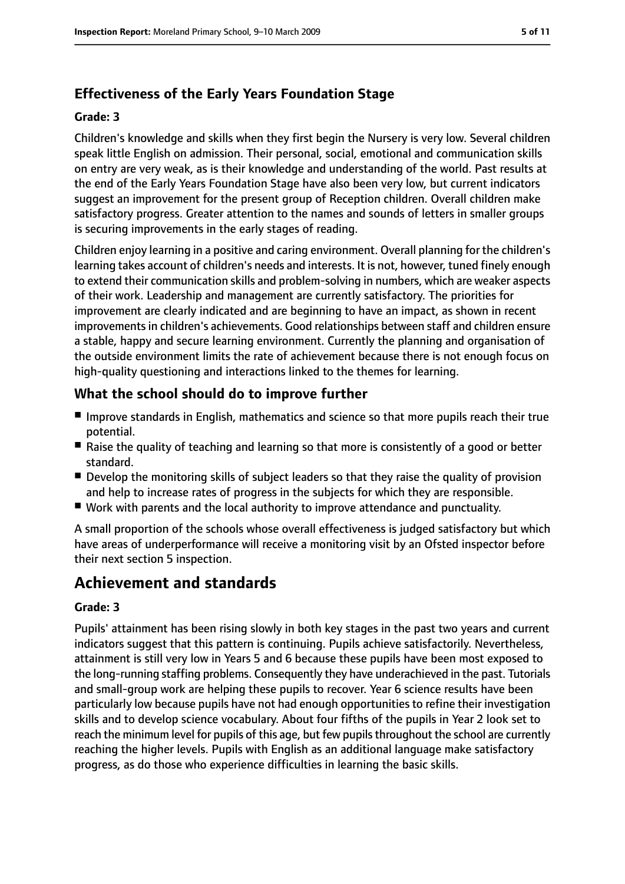### Effectiveness of the Early Years Foundation Stage

**Grade: 3**

Children's knowledge and skills when they first begin the Nursery is very low. Several children speak little English on admission. Their personal, social, emotional and communication skills on entry are very weak, as is their knowledge and understanding of the world. Past results at the end of the Early Years Foundation Stage have also been very low, but current indicators suggest an improvement for the present group of Reception children. Overall children make satisfactory progress. Greater attention to the names and sounds of letters in smaller groups is securing improvements in the early stages of reading.

Children enjoy learning in a positive and caring environment. Overall planning for the children's learning takes account of children's needs and interests. It is not, however, tuned finely enough to extend their communication skills and problem-solving in numbers, which are weaker aspects of their work. Leadership and management are currently satisfactory. The priorities for improvement are clearly indicated and are beginning to have an impact, as shown in recent improvements in children's achievements. Good relationships between staff and children ensure a stable, happy and secure learning environment. Currently the planning and organisation of the outside environment limits the rate of achievement because there is not enough focus on high-quality questioning and interactions linked to the themes for learning.

### What the school should do to improve further

- Improve standards in English, mathematics and science so that more pupils reach their true potential.
- Raise the quality of teaching and learning so that more is consistently of a good or better standard.
- Develop the monitoring skills of subject leaders so that they raise the quality of provision and help to increase rates of progress in the subjects for which they are responsible.
- Work with parents and the local authority to improve attendance and punctuality.

A small proportion of the schools whose overall effectiveness is judged satisfactory but which have areas of underperformance will receive a monitoring visit by an Ofsted inspector before their next section 5 inspection.

## Achievement and standards

**Grade: 3**

Pupils' attainment has been rising slowly in both key stages in the past two years and current indicators suggest that this pattern is continuing. Pupils achieve satisfactorily. Nevertheless, attainment is still very low in Years 5 and 6 because these pupils have been most exposed to the long-running staffing problems. Consequently they have underachieved in the past. Tutorials and small-group work are helping these pupils to recover. Year 6 science results have been particularly low because pupils have not had enough opportunities to refine their investigation skills and to develop science vocabulary. About four fifths of the pupils in Year 2 look set to reach the minimum level for pupils of this age, but few pupils throughout the school are currently reaching the higher levels. Pupils with English as an additional language make satisfactory progress, as do those who experience difficulties in learning the basic skills.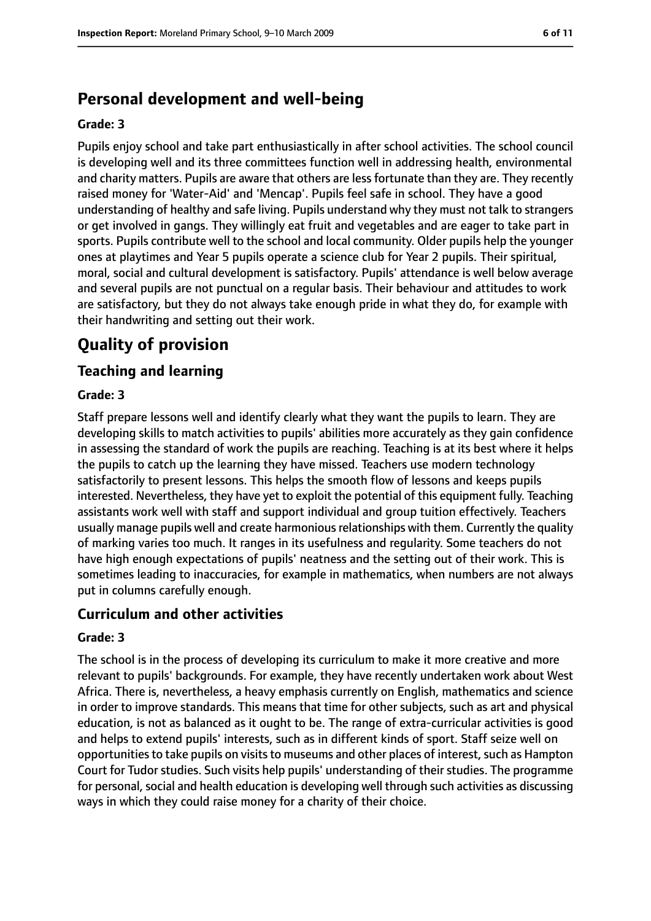## Personal development and well-being

**Grade: 3**

Pupils enjoy school and take part enthusiastically in after school activities. The school council is developing well and its three committees function well in addressing health, environmental and charity matters. Pupils are aware that others are less fortunate than they are. They recently raised money for 'Water-Aid' and 'Mencap'. Pupils feel safe in school. They have a good understanding of healthy and safe living. Pupils understand why they must not talk to strangers or get involved in gangs. They willingly eat fruit and vegetables and are eager to take part in sports. Pupils contribute well to the school and local community. Older pupils help the younger ones at playtimes and Year 5 pupils operate a science club for Year 2 pupils. Their spiritual, moral, social and cultural development is satisfactory. Pupils' attendance is well below average and several pupils are not punctual on a regular basis. Their behaviour and attitudes to work are satisfactory, but they do not always take enough pride in what they do, for example with their handwriting and setting out their work.

# Quality of provision

## Teaching and learning

**Grade: 3**

Staff prepare lessons well and identify clearly what they want the pupils to learn. They are developing skills to match activities to pupils' abilities more accurately as they gain confidence in assessing the standard of work the pupils are reaching. Teaching is at its best where it helps the pupils to catch up the learning they have missed. Teachers use modern technology satisfactorily to present lessons. This helps the smooth flow of lessons and keeps pupils interested. Nevertheless, they have yet to exploit the potential of this equipment fully. Teaching assistants work well with staff and support individual and group tuition effectively. Teachers usually manage pupils well and create harmonious relationships with them. Currently the quality of marking varies too much. It ranges in its usefulness and regularity. Some teachers do not have high enough expectations of pupils' neatness and the setting out of their work. This is sometimes leading to inaccuracies, for example in mathematics, when numbers are not always put in columns carefully enough.

## Curriculum and other activities

**Grade: 3**

The school is in the process of developing its curriculum to make it more creative and more relevant to pupils' backgrounds. For example, they have recently undertaken work about West Africa. There is, nevertheless, a heavy emphasis currently on English, mathematics and science in order to improve standards. This means that time for other subjects, such as art and physical education, is not as balanced as it ought to be. The range of extra-curricular activities is good and helps to extend pupils' interests, such as in different kinds of sport. Staff seize well on opportunities to take pupils on visits to museums and other places of interest, such as Hampton Court for Tudor studies. Such visits help pupils' understanding of their studies. The programme for personal, social and health education is developing well through such activities as discussing ways in which they could raise money for a charity of their choice.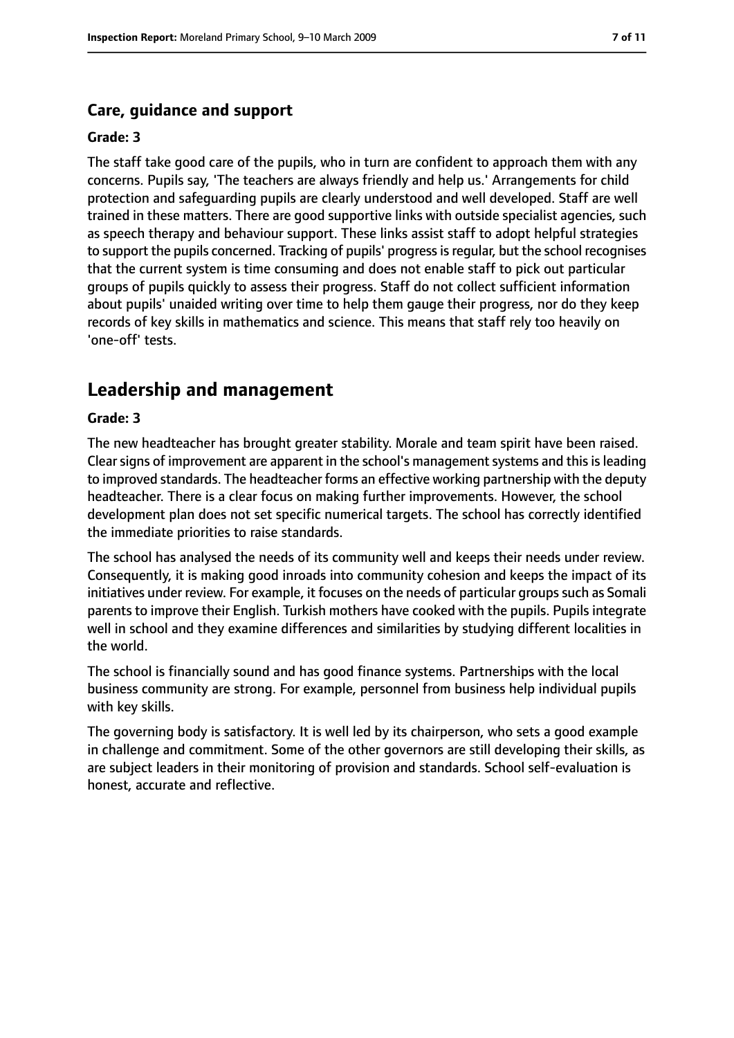### Care, guidance and support

**Grade: 3**

The staff take good care of the pupils, who in turn are confident to approach them with any concerns. Pupils say, 'The teachers are always friendly and help us.' Arrangements for child protection and safeguarding pupils are clearly understood and well developed. Staff are well trained in these matters. There are good supportive links with outside specialist agencies, such as speech therapy and behaviour support. These links assist staff to adopt helpful strategies to support the pupils concerned. Tracking of pupils' progress is regular, but the school recognises that the current system is time consuming and does not enable staff to pick out particular groups of pupils quickly to assess their progress. Staff do not collect sufficient information about pupils' unaided writing over time to help them gauge their progress, nor do they keep records of key skills in mathematics and science. This means that staff rely too heavily on 'one-off' tests.

## Leadership and management

**Grade: 3**

The new headteacher has brought greater stability. Morale and team spirit have been raised. Clear signs of improvement are apparent in the school's management systems and this is leading to improved standards. The headteacher forms an effective working partnership with the deputy headteacher. There is a clear focus on making further improvements. However, the school development plan does not set specific numerical targets. The school has correctly identified the immediate priorities to raise standards.

The school has analysed the needs of its community well and keeps their needs under review. Consequently, it is making good inroads into community cohesion and keeps the impact of its initiatives under review. For example, it focuses on the needs of particular groups such as Somali parents to improve their English. Turkish mothers have cooked with the pupils. Pupils integrate well in school and they examine differences and similarities by studying different localities in the world.

The school is financially sound and has good finance systems. Partnerships with the local business community are strong. For example, personnel from business help individual pupils with key skills.

The governing body is satisfactory. It is well led by its chairperson, who sets a good example in challenge and commitment. Some of the other governors are still developing their skills, as are subject leaders in their monitoring of provision and standards. School self-evaluation is honest, accurate and reflective.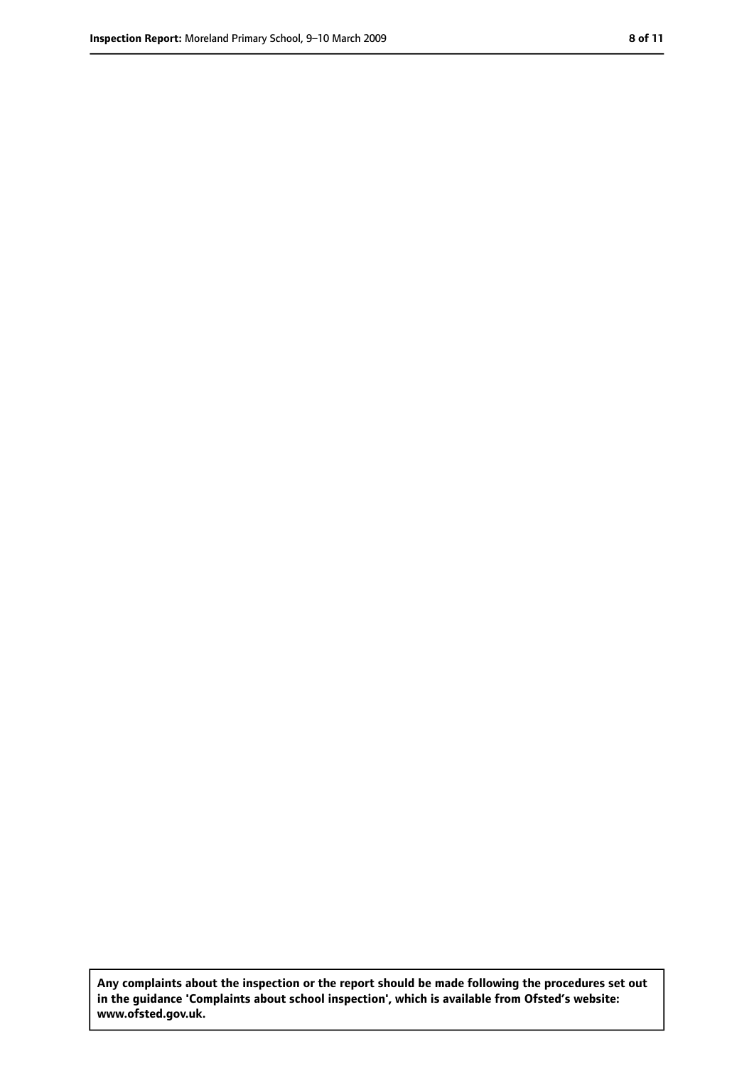Any complaints about the inspection or the report should be made following the procedures set out in the guidance 'Complaints about school inspection', which is available from Ofsted's website: www.ofsted.gov.uk.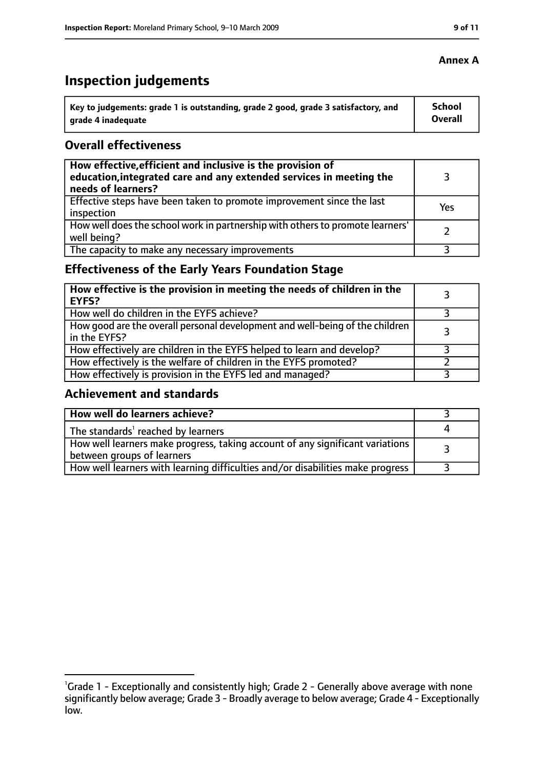**Annex A**

# Inspection judgements

| Key to judgements: grade 1 is outstanding, grade 2 good, grade 3 satisfactory, and grade 4 inadequate | School Overall |
|---|---|

## Overall effectiveness

| | |
|---|---|
| **How effective, efficient and inclusive is the provision of education, integrated care and any extended services in meeting the needs of learners?** | 3 |
| Effective steps have been taken to promote improvement since the last inspection | Yes |
| How well does the school work in partnership with others to promote learners' well being? | 2 |
| The capacity to make any necessary improvements | 3 |

## Effectiveness of the Early Years Foundation Stage

| | |
|---|---|
| **How effective is the provision in meeting the needs of children in the EYFS?** | 3 |
| How well do children in the EYFS achieve? | 3 |
| How good are the overall personal development and well-being of the children in the EYFS? | 3 |
| How effectively are children in the EYFS helped to learn and develop? | 3 |
| How effectively is the welfare of children in the EYFS promoted? | 2 |
| How effectively is provision in the EYFS led and managed? | 3 |

## Achievement and standards

| | |
|---|---|
| **How well do learners achieve?** | 3 |
| The standards[1] reached by learners | 4 |
| How well learners make progress, taking account of any significant variations between groups of learners | 3 |
| How well learners with learning difficulties and/or disabilities make progress | 3 |

[1]Grade 1 - Exceptionally and consistently high; Grade 2 - Generally above average with none significantly below average; Grade 3 - Broadly average to below average; Grade 4 - Exceptionally low.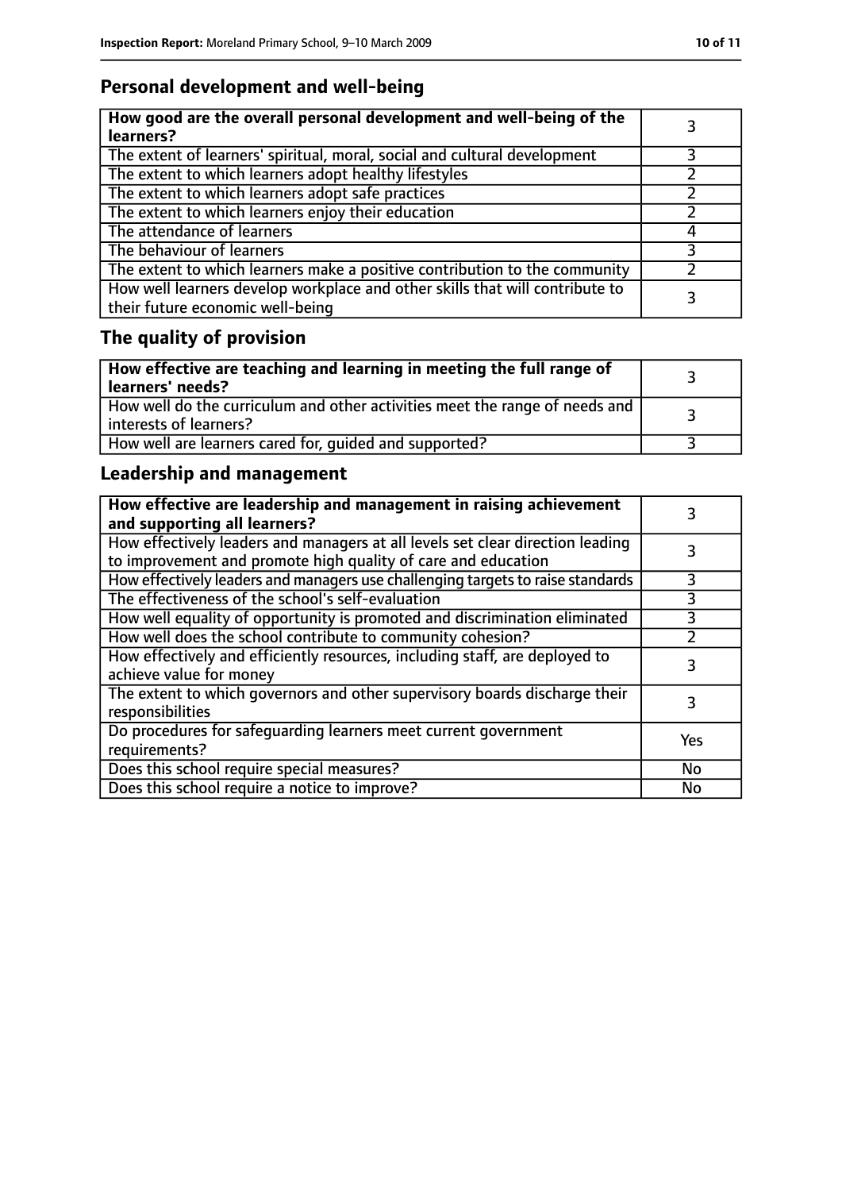## Personal development and well-being

| How good are the overall personal development and well-being of the learners? | 3 |
|---|---|
| The extent of learners' spiritual, moral, social and cultural development | 3 |
| The extent to which learners adopt healthy lifestyles | 2 |
| The extent to which learners adopt safe practices | 2 |
| The extent to which learners enjoy their education | 2 |
| The attendance of learners | 4 |
| The behaviour of learners | 3 |
| The extent to which learners make a positive contribution to the community | 2 |
| How well learners develop workplace and other skills that will contribute to their future economic well-being | 3 |

## The quality of provision

| How effective are teaching and learning in meeting the full range of learners' needs? | 3 |
|---|---|
| How well do the curriculum and other activities meet the range of needs and interests of learners? | 3 |
| How well are learners cared for, guided and supported? | 3 |

## Leadership and management

| How effective are leadership and management in raising achievement and supporting all learners? | 3 |
|---|---|
| How effectively leaders and managers at all levels set clear direction leading to improvement and promote high quality of care and education | 3 |
| How effectively leaders and managers use challenging targets to raise standards | 3 |
| The effectiveness of the school's self-evaluation | 3 |
| How well equality of opportunity is promoted and discrimination eliminated | 3 |
| How well does the school contribute to community cohesion? | 2 |
| How effectively and efficiently resources, including staff, are deployed to achieve value for money | 3 |
| The extent to which governors and other supervisory boards discharge their responsibilities | 3 |
| Do procedures for safeguarding learners meet current government requirements? | Yes |
| Does this school require special measures? | No |
| Does this school require a notice to improve? | No |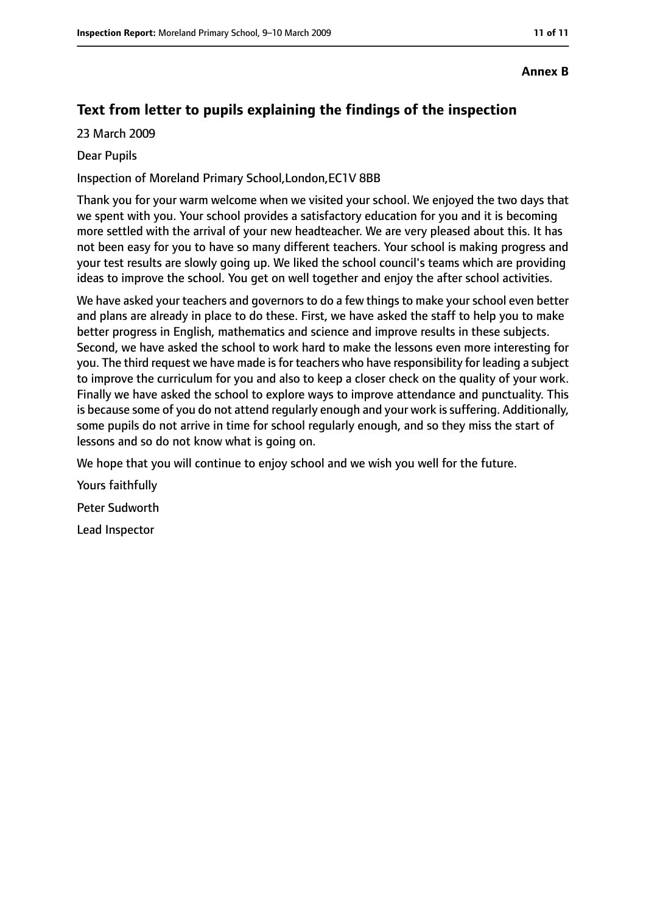**Annex B**

## Text from letter to pupils explaining the findings of the inspection

23 March 2009

Dear Pupils

Inspection of Moreland Primary School,London,EC1V 8BB

Thank you for your warm welcome when we visited your school. We enjoyed the two days that we spent with you. Your school provides a satisfactory education for you and it is becoming more settled with the arrival of your new headteacher. We are very pleased about this. It has not been easy for you to have so many different teachers. Your school is making progress and your test results are slowly going up. We liked the school council's teams which are providing ideas to improve the school. You get on well together and enjoy the after school activities.

We have asked your teachers and governors to do a few things to make your school even better and plans are already in place to do these. First, we have asked the staff to help you to make better progress in English, mathematics and science and improve results in these subjects. Second, we have asked the school to work hard to make the lessons even more interesting for you. The third request we have made is for teachers who have responsibility for leading a subject to improve the curriculum for you and also to keep a closer check on the quality of your work. Finally we have asked the school to explore ways to improve attendance and punctuality. This is because some of you do not attend regularly enough and your work is suffering. Additionally, some pupils do not arrive in time for school regularly enough, and so they miss the start of lessons and so do not know what is going on.

We hope that you will continue to enjoy school and we wish you well for the future.

Yours faithfully

Peter Sudworth

Lead Inspector